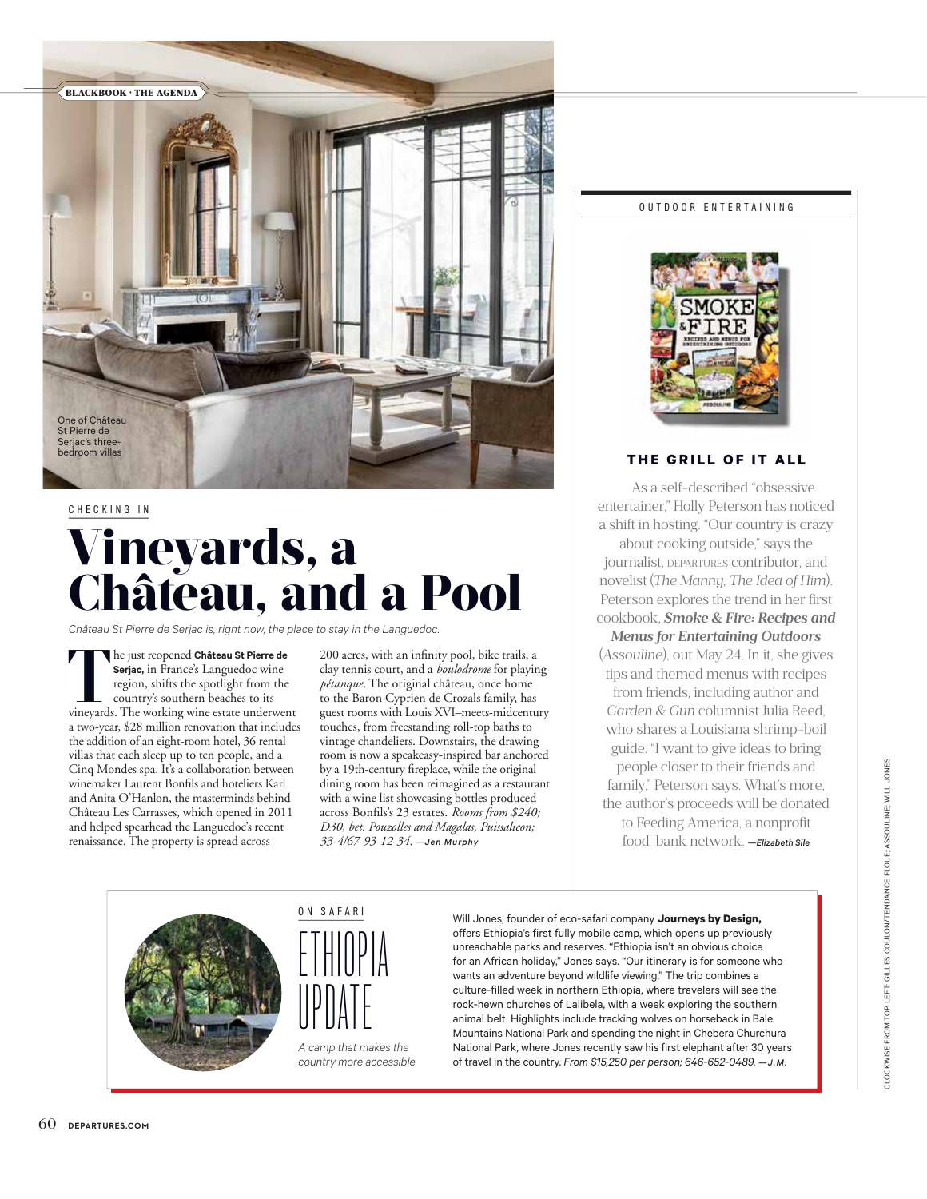BLACKBOOK · THE AGENDA

One of Château St Pierre de Serjac's three-bedroom villas

CHECKING IN

# Vineyards, a Château, and a Pool

*Château St Pierre de Serjac is, right now, the place to stay in the Languedoc.*

The just reopened **Château St Pierre de Serjac,** in France's Languedoc wine region, shifts the spotlight from the country's southern beaches to its vineyards. The working wine estate underwent a two-year, $28 million renovation that includes the addition of an eight-room hotel, 36 rental villas that each sleep up to ten people, and a Cinq Mondes spa. It's a collaboration between winemaker Laurent Bonfils and hoteliers Karl and Anita O'Hanlon, the masterminds behind Château Les Carrasses, which opened in 2011 and helped spearhead the Languedoc's recent renaissance. The property is spread across 200 acres, with an infinity pool, bike trails, a clay tennis court, and a *boulodrome* for playing *pétanque*. The original château, once home to the Baron Cyprien de Crozals family, has guest rooms with Louis XVI–meets-midcentury touches, from freestanding roll-top baths to vintage chandeliers. Downstairs, the drawing room is now a speakeasy-inspired bar anchored by a 19th-century fireplace, while the original dining room has been reimagined as a restaurant with a wine list showcasing bottles produced across Bonfils's 23 estates. *Rooms from $240; D30, bet. Pouzolles and Magalas, Puissalicon; 33-4/67-93-12-34.* —Jen Murphy

OUTDOOR ENTERTAINING

## THE GRILL OF IT ALL

As a self-described "obsessive entertainer," Holly Peterson has noticed a shift in hosting. "Our country is crazy about cooking outside," says the journalist, DEPARTURES contributor, and novelist (*The Manny, The Idea of Him*). Peterson explores the trend in her first cookbook, ***Smoke & Fire: Recipes and Menus for Entertaining Outdoors*** (*Assouline*), out May 24. In it, she gives tips and themed menus with recipes from friends, including author and *Garden & Gun* columnist Julia Reed, who shares a Louisiana shrimp-boil guide. "I want to give ideas to bring people closer to their friends and family," Peterson says. What's more, the author's proceeds will be donated to Feeding America, a nonprofit food-bank network. —*Elizabeth Sile*

ON SAFARI

## ETHIOPIA UPDATE

*A camp that makes the country more accessible*

Will Jones, founder of eco-safari company **Journeys by Design,** offers Ethiopia's first fully mobile camp, which opens up previously unreachable parks and reserves. "Ethiopia isn't an obvious choice for an African holiday," Jones says. "Our itinerary is for someone who wants an adventure beyond wildlife viewing." The trip combines a culture-filled week in northern Ethiopia, where travelers will see the rock-hewn churches of Lalibela, with a week exploring the southern animal belt. Highlights include tracking wolves on horseback in Bale Mountains National Park and spending the night in Chebera Churchura National Park, where Jones recently saw his first elephant after 30 years of travel in the country. *From $15,250 per person; 646-652-0489.* —J.M.

CLOCKWISE FROM TOP LEFT: GILLES COULON/TENDANCE FLOUE; ASSOULINE; WILL JONES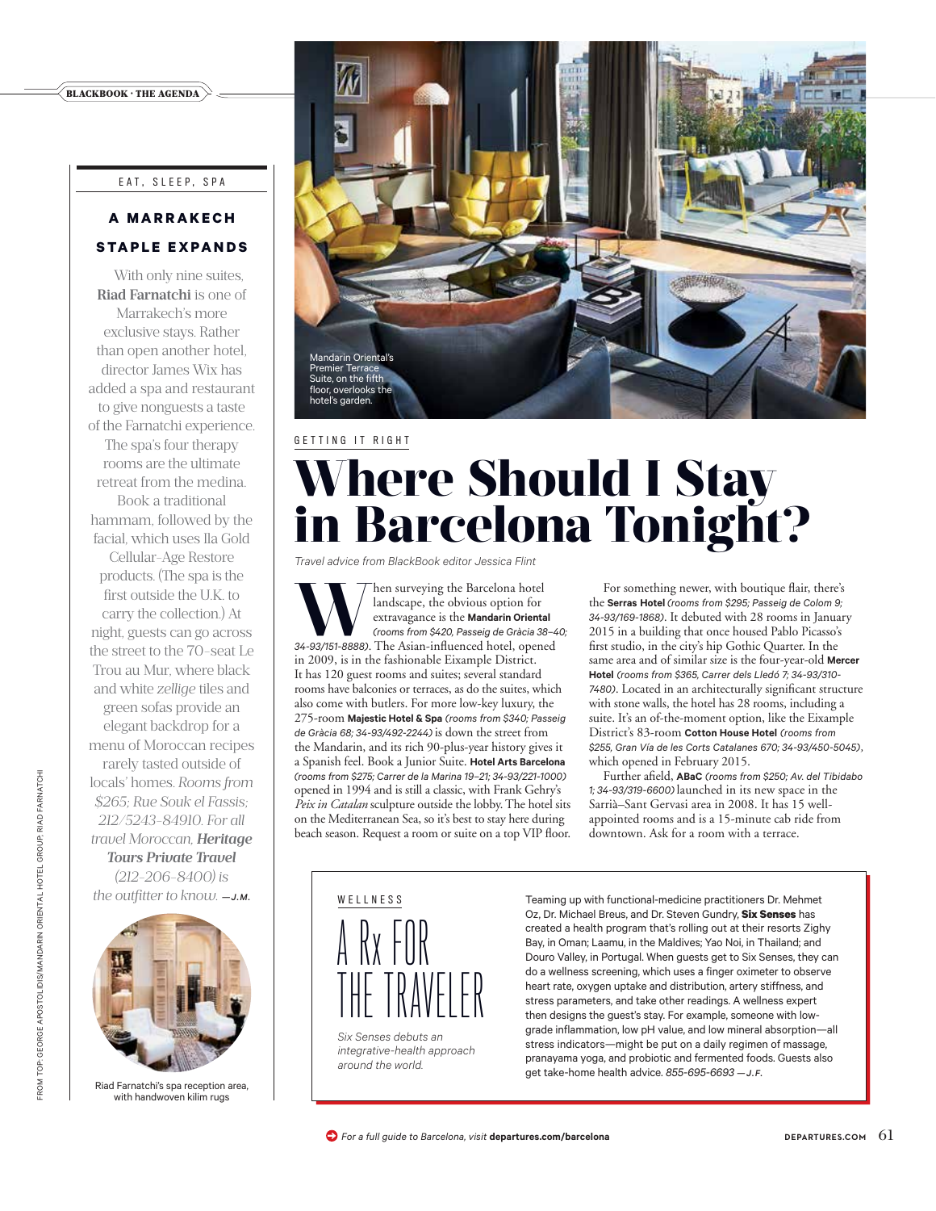EAT, SLEEP, SPA

## A MARRAKECH STAPLE EXPANDS

With only nine suites, **Riad Farnatchi** is one of Marrakech's more exclusive stays. Rather than open another hotel, director James Wix has added a spa and restaurant to give nonguests a taste of the Farnatchi experience. The spa's four therapy rooms are the ultimate retreat from the medina. Book a traditional hammam, followed by the facial, which uses Ila Gold Cellular-Age Restore products. (The spa is the first outside the U.K. to carry the collection.) At night, guests can go across the street to the 70-seat Le Trou au Mur, where black and white *zellige* tiles and green sofas provide an elegant backdrop for a menu of Moroccan recipes rarely tasted outside of locals' homes. *Rooms from $265; Rue Souk el Fassis; 212/5243-84910. For all travel Moroccan,* ***Heritage Tours Private Travel*** *(212-206-8400) is the outfitter to know.* —J.M.

Riad Farnatchi's spa reception area, with handwoven kilim rugs

FROM TOP: GEORGE APOSTOLIDIS/MANDARIN ORIENTAL HOTEL GROUP; RIAD FARNATCHI

Mandarin Oriental's Premier Terrace Suite, on the fifth floor, overlooks the hotel's garden.

GETTING IT RIGHT

# Where Should I Stay in Barcelona Tonight?

*Travel advice from BlackBook editor Jessica Flint*

When surveying the Barcelona hotel landscape, the obvious option for extravagance is the **Mandarin Oriental** *(rooms from $420, Passeig de Gràcia 38–40; 34-93/151-8888)*. The Asian-influenced hotel, opened in 2009, is in the fashionable Eixample District. It has 120 guest rooms and suites; several standard rooms have balconies or terraces, as do the suites, which also come with butlers. For more low-key luxury, the 275-room **Majestic Hotel & Spa** *(rooms from $340; Passeig de Gràcia 68; 34-93/492-2244)* is down the street from the Mandarin, and its rich 90-plus-year history gives it a Spanish feel. Book a Junior Suite. **Hotel Arts Barcelona** *(rooms from $275; Carrer de la Marina 19–21; 34-93/221-1000)* opened in 1994 and is still a classic, with Frank Gehry's *Peix in Catalan* sculpture outside the lobby. The hotel sits on the Mediterranean Sea, so it's best to stay here during beach season. Request a room or suite on a top VIP floor.

For something newer, with boutique flair, there's the **Serras Hotel** *(rooms from $295; Passeig de Colom 9; 34-93/169-1868)*. It debuted with 28 rooms in January 2015 in a building that once housed Pablo Picasso's first studio, in the city's hip Gothic Quarter. In the same area and of similar size is the four-year-old **Mercer Hotel** *(rooms from $365, Carrer dels Lledó 7; 34-93/310-7480)*. Located in an architecturally significant structure with stone walls, the hotel has 28 rooms, including a suite. It's an of-the-moment option, like the Eixample District's 83-room **Cotton House Hotel** *(rooms from $255, Gran Vía de les Corts Catalanes 670; 34-93/450-5045)*, which opened in February 2015.

Further afield, **ABaC** *(rooms from $250; Av. del Tibidabo 1; 34-93/319-6600)* launched in its new space in the Sarrià–Sant Gervasi area in 2008. It has 15 well-appointed rooms and is a 15-minute cab ride from downtown. Ask for a room with a terrace.

WELLNESS

## A Rx FOR THE TRAVELER

*Six Senses debuts an integrative-health approach around the world.*

Teaming up with functional-medicine practitioners Dr. Mehmet Oz, Dr. Michael Breus, and Dr. Steven Gundry, **Six Senses** has created a health program that's rolling out at their resorts Zighy Bay, in Oman; Laamu, in the Maldives; Yao Noi, in Thailand; and Douro Valley, in Portugal. When guests get to Six Senses, they can do a wellness screening, which uses a finger oximeter to observe heart rate, oxygen uptake and distribution, artery stiffness, and stress parameters, and take other readings. A wellness expert then designs the guest's stay. For example, someone with low-grade inflammation, low pH value, and low mineral absorption—all stress indicators—might be put on a daily regimen of massage, pranayama yoga, and probiotic and fermented foods. Guests also get take-home health advice. *855-695-6693* —J.F.

*For a full guide to Barcelona, visit* **departures.com/barcelona**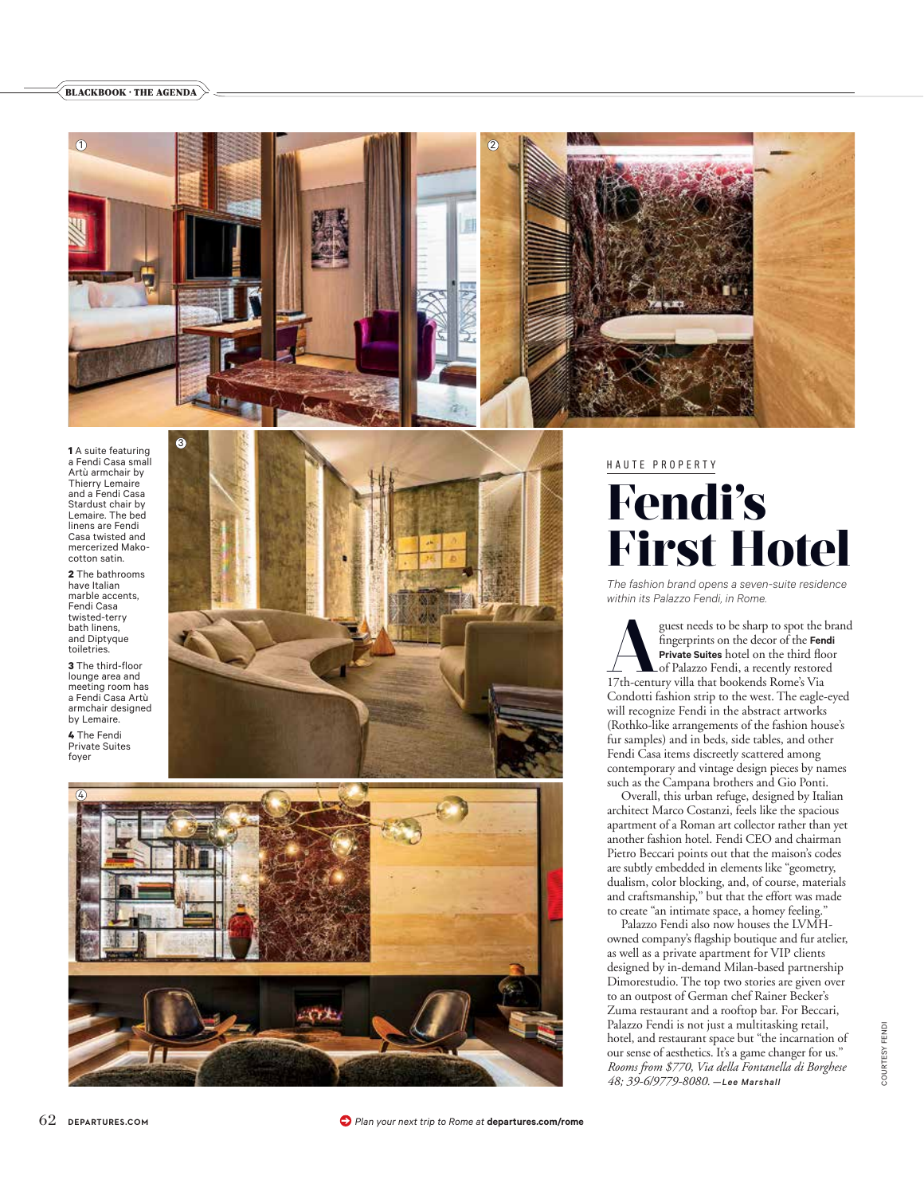1 A suite featuring a Fendi Casa small Artù armchair by Thierry Lemaire and a Fendi Casa Stardust chair by Lemaire. The bed linens are Fendi Casa twisted and mercerized Mako-cotton satin.

2 The bathrooms have Italian marble accents, Fendi Casa twisted-terry bath linens, and Diptyque toiletries.

3 The third-floor lounge area and meeting room has a Fendi Casa Artù armchair designed by Lemaire.

4 The Fendi Private Suites foyer

HAUTE PROPERTY

# Fendi's First Hotel

*The fashion brand opens a seven-suite residence within its Palazzo Fendi, in Rome.*

A guest needs to be sharp to spot the brand fingerprints on the decor of the **Fendi Private Suites** hotel on the third floor of Palazzo Fendi, a recently restored 17th-century villa that bookends Rome's Via Condotti fashion strip to the west. The eagle-eyed will recognize Fendi in the abstract artworks (Rothko-like arrangements of the fashion house's fur samples) and in beds, side tables, and other Fendi Casa items discreetly scattered among contemporary and vintage design pieces by names such as the Campana brothers and Gio Ponti.

Overall, this urban refuge, designed by Italian architect Marco Costanzi, feels like the spacious apartment of a Roman art collector rather than yet another fashion hotel. Fendi CEO and chairman Pietro Beccari points out that the maison's codes are subtly embedded in elements like "geometry, dualism, color blocking, and, of course, materials and craftsmanship," but that the effort was made to create "an intimate space, a homey feeling."

Palazzo Fendi also now houses the LVMH-owned company's flagship boutique and fur atelier, as well as a private apartment for VIP clients designed by in-demand Milan-based partnership Dimorestudio. The top two stories are given over to an outpost of German chef Rainer Becker's Zuma restaurant and a rooftop bar. For Beccari, Palazzo Fendi is not just a multitasking retail, hotel, and restaurant space but "the incarnation of our sense of aesthetics. It's a game changer for us." *Rooms from $770, Via della Fontanella di Borghese 48; 39-6/9779-8080.* —Lee Marshall

COURTESY FENDI

Plan your next trip to Rome at **departures.com/rome**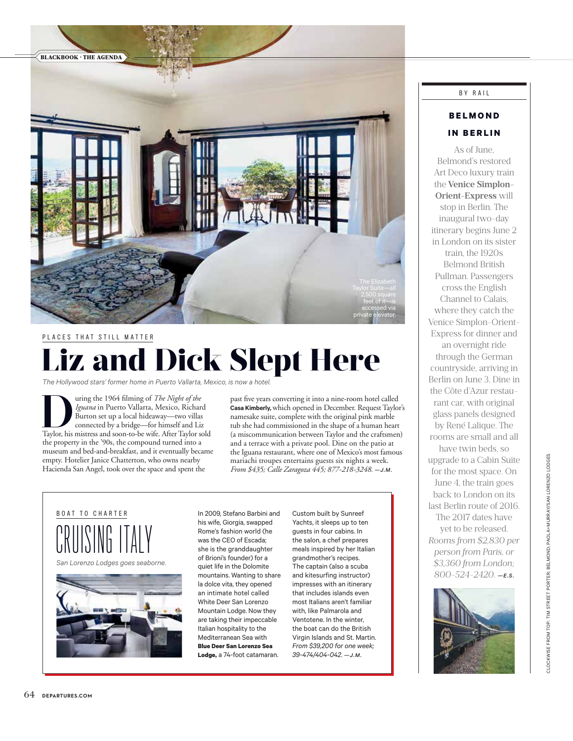BLACKBOOK · THE AGENDA

The Elizabeth Taylor Suite—all 2,500 square feet of it—is accessed via private elevator.

PLACES THAT STILL MATTER

# Liz and Dick Slept Here

*The Hollywood stars' former home in Puerto Vallarta, Mexico, is now a hotel.*

During the 1964 filming of *The Night of the Iguana* in Puerto Vallarta, Mexico, Richard Burton set up a local hideaway—two villas connected by a bridge—for himself and Liz Taylor, his mistress and soon-to-be wife. After Taylor sold the property in the '90s, the compound turned into a museum and bed-and-breakfast, and it eventually became empty. Hotelier Janice Chatterton, who owns nearby Hacienda San Angel, took over the space and spent the past five years converting it into a nine-room hotel called **Casa Kimberly,** which opened in December. Request Taylor's namesake suite, complete with the original pink marble tub she had commissioned in the shape of a human heart (a miscommunication between Taylor and the craftsmen) and a terrace with a private pool. Dine on the patio at the Iguana restaurant, where one of Mexico's most famous mariachi troupes entertains guests six nights a week. *From $435; Calle Zaragoza 445; 877-218-3248.* —J.M.

BOAT TO CHARTER

## CRUISING ITALY

*San Lorenzo Lodges goes seaborne.*

In 2009, Stefano Barbini and his wife, Giorgia, swapped Rome's fashion world (he was the CEO of Escada; she is the granddaughter of Brioni's founder) for a quiet life in the Dolomite mountains. Wanting to share la dolce vita, they opened an intimate hotel called White Deer San Lorenzo Mountain Lodge. Now they are taking their impeccable Italian hospitality to the Mediterranean Sea with **Blue Deer San Lorenzo Sea Lodge,** a 74-foot catamaran. Custom built by Sunreef Yachts, it sleeps up to ten guests in four cabins. In the salon, a chef prepares meals inspired by her Italian grandmother's recipes. The captain (also a scuba and kitesurfing instructor) impresses with an itinerary that includes islands even most Italians aren't familiar with, like Palmarola and Ventotene. In the winter, the boat can do the British Virgin Islands and St. Martin. *From $39,200 for one week; 39-474/404-042.* —J.M.

BY RAIL

## BELMOND IN BERLIN

As of June, Belmond's restored Art Deco luxury train the **Venice Simplon-Orient-Express** will stop in Berlin. The inaugural two-day itinerary begins June 2 in London on its sister train, the 1920s Belmond British Pullman. Passengers cross the English Channel to Calais, where they catch the Venice Simplon-Orient-Express for dinner and an overnight ride through the German countryside, arriving in Berlin on June 3. Dine in the Côte d'Azur restaurant car, with original glass panels designed by René Lalique. The rooms are small and all have twin beds, so upgrade to a Cabin Suite for the most space. On June 4, the train goes back to London on its last Berlin route of 2016. The 2017 dates have yet to be released. *Rooms from $2,830 per person from Paris, or $3,360 from London; 800-524-2420.* —E.S.

CLOCKWISE FROM TOP: TIM STREET PORTER; BELMOND; PAOLA+MURRAY/SAN LORENZO LODGES